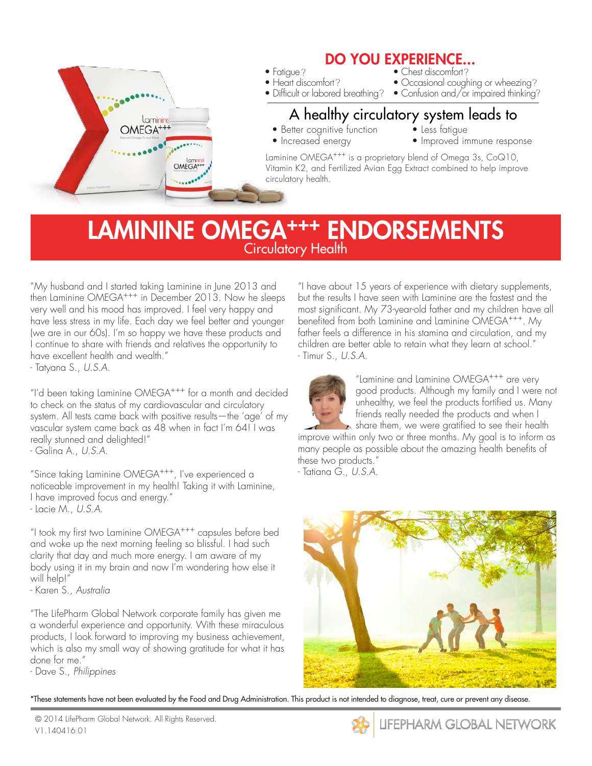## DO YOU EXPERIENCE...

- Fatigue?
- Heart discomfort?
- Difficult or labored breathing?
- Chest discomfort?
- Occasional coughing or wheezing?
- Confusion and/or impaired thinking?

### A healthy circulatory system leads to

- Better cognitive function
- Increased energy
- Less fatigue
- Improved immune response

Laminine OMEGA+++ is a proprietary blend of Omega 3s, CoQ10, Vitamin K2, and Fertilized Avian Egg Extract combined to help improve circulatory health.

# LAMININE OMEGA+++ ENDORSEMENTS

## Circulatory Health

"My husband and I started taking Laminine in June 2013 and then Laminine OMEGA+++ in December 2013. Now he sleeps very well and his mood has improved. I feel very happy and have less stress in my life. Each day we feel better and younger (we are in our 60s). I'm so happy we have these products and I continue to share with friends and relatives the opportunity to have excellent health and wealth."
- Tatyana S., *U.S.A.*

"I'd been taking Laminine OMEGA+++ for a month and decided to check on the status of my cardiovascular and circulatory system. All tests came back with positive results—the 'age' of my vascular system came back as 48 when in fact I'm 64! I was really stunned and delighted!"
- Galina A., *U.S.A.*

"Since taking Laminine OMEGA+++, I've experienced a noticeable improvement in my health! Taking it with Laminine, I have improved focus and energy."
- Lacie M., *U.S.A.*

"I took my first two Laminine OMEGA+++ capsules before bed and woke up the next morning feeling so blissful. I had such clarity that day and much more energy. I am aware of my body using it in my brain and now I'm wondering how else it will help!"
- Karen S., *Australia*

"The LifePharm Global Network corporate family has given me a wonderful experience and opportunity. With these miraculous products, I look forward to improving my business achievement, which is also my small way of showing gratitude for what it has done for me."
- Dave S., *Philippines*

"I have about 15 years of experience with dietary supplements, but the results I have seen with Laminine are the fastest and the most significant. My 73-year-old father and my children have all benefited from both Laminine and Laminine OMEGA+++. My father feels a difference in his stamina and circulation, and my children are better able to retain what they learn at school."
- Timur S., *U.S.A.*

"Laminine and Laminine OMEGA+++ are very good products. Although my family and I were not unhealthy, we feel the products fortified us. Many friends really needed the products and when I share them, we were gratified to see their health improve within only two or three months. My goal is to inform as many people as possible about the amazing health benefits of these two products."
- Tatiana G., *U.S.A.*

*These statements have not been evaluated by the Food and Drug Administration. This product is not intended to diagnose, treat, cure or prevent any disease.

© 2014 LifePharm Global Network. All Rights Reserved.
V1.140416.01

LIFEPHARM GLOBAL NETWORK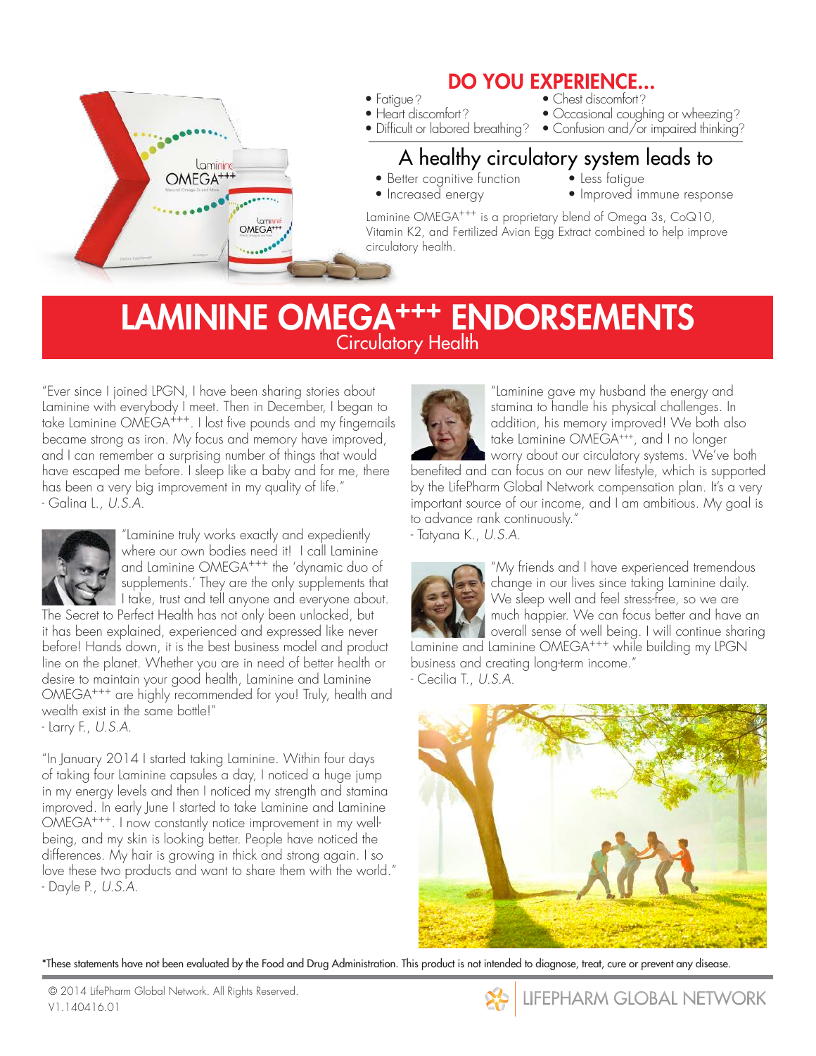## DO YOU EXPERIENCE...

- Fatigue?
- Heart discomfort?
- Difficult or labored breathing?
- Chest discomfort?
- Occasional coughing or wheezing?
- Confusion and/or impaired thinking?

### A healthy circulatory system leads to

- Better cognitive function
- Increased energy
- Less fatigue
- Improved immune response

Laminine OMEGA+++ is a proprietary blend of Omega 3s, CoQ10, Vitamin K2, and Fertilized Avian Egg Extract combined to help improve circulatory health.

# LAMININE OMEGA+++ ENDORSEMENTS

## Circulatory Health

"Ever since I joined LPGN, I have been sharing stories about Laminine with everybody I meet. Then in December, I began to take Laminine OMEGA+++. I lost five pounds and my fingernails became strong as iron. My focus and memory have improved, and I can remember a surprising number of things that would have escaped me before. I sleep like a baby and for me, there has been a very big improvement in my quality of life."
- Galina L., *U.S.A.*

"Laminine truly works exactly and expediently where our own bodies need it! I call Laminine and Laminine OMEGA+++ the 'dynamic duo of supplements.' They are the only supplements that I take, trust and tell anyone and everyone about. The Secret to Perfect Health has not only been unlocked, but it has been explained, experienced and expressed like never before! Hands down, it is the best business model and product line on the planet. Whether you are in need of better health or desire to maintain your good health, Laminine and Laminine OMEGA+++ are highly recommended for you! Truly, health and wealth exist in the same bottle!"
- Larry F., *U.S.A.*

"In January 2014 I started taking Laminine. Within four days of taking four Laminine capsules a day, I noticed a huge jump in my energy levels and then I noticed my strength and stamina improved. In early June I started to take Laminine and Laminine OMEGA+++. I now constantly notice improvement in my well-being, and my skin is looking better. People have noticed the differences. My hair is growing in thick and strong again. I so love these two products and want to share them with the world."
- Dayle P., *U.S.A.*

"Laminine gave my husband the energy and stamina to handle his physical challenges. In addition, his memory improved! We both also take Laminine OMEGA+++, and I no longer worry about our circulatory systems. We've both benefited and can focus on our new lifestyle, which is supported by the LifePharm Global Network compensation plan. It's a very important source of our income, and I am ambitious. My goal is to advance rank continuously."
- Tatyana K., *U.S.A.*

"My friends and I have experienced tremendous change in our lives since taking Laminine daily. We sleep well and feel stress-free, so we are much happier. We can focus better and have an overall sense of well being. I will continue sharing Laminine and Laminine OMEGA+++ while building my LPGN business and creating long-term income."
- Cecilia T., *U.S.A.*

*These statements have not been evaluated by the Food and Drug Administration. This product is not intended to diagnose, treat, cure or prevent any disease.

© 2014 LifePharm Global Network. All Rights Reserved.
V1.140416.01

LIFEPHARM GLOBAL NETWORK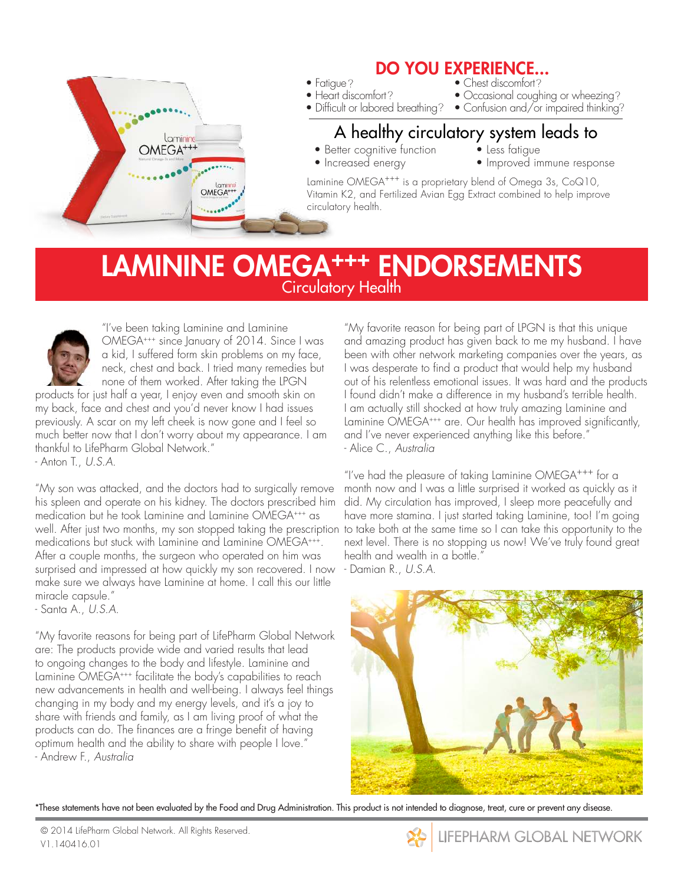## DO YOU EXPERIENCE...

- Fatigue?
- Heart discomfort?
- Difficult or labored breathing?
- Chest discomfort?
- Occasional coughing or wheezing?
- Confusion and/or impaired thinking?

### A healthy circulatory system leads to

- Better cognitive function
- Increased energy
- Less fatigue
- Improved immune response

Laminine OMEGA+++ is a proprietary blend of Omega 3s, CoQ10, Vitamin K2, and Fertilized Avian Egg Extract combined to help improve circulatory health.

# LAMININE OMEGA+++ ENDORSEMENTS

## Circulatory Health

"I've been taking Laminine and Laminine OMEGA+++ since January of 2014. Since I was a kid, I suffered form skin problems on my face, neck, chest and back. I tried many remedies but none of them worked. After taking the LPGN products for just half a year, I enjoy even and smooth skin on my back, face and chest and you'd never know I had issues previously. A scar on my left cheek is now gone and I feel so much better now that I don't worry about my appearance. I am thankful to LifePharm Global Network."
- Anton T., *U.S.A.*

"My son was attacked, and the doctors had to surgically remove his spleen and operate on his kidney. The doctors prescribed him medication but he took Laminine and Laminine OMEGA+++ as well. After just two months, my son stopped taking the prescription medications but stuck with Laminine and Laminine OMEGA+++. After a couple months, the surgeon who operated on him was surprised and impressed at how quickly my son recovered. I now make sure we always have Laminine at home. I call this our little miracle capsule."
- Santa A., *U.S.A.*

"My favorite reasons for being part of LifePharm Global Network are: The products provide wide and varied results that lead to ongoing changes to the body and lifestyle. Laminine and Laminine OMEGA+++ facilitate the body's capabilities to reach new advancements in health and well-being. I always feel things changing in my body and my energy levels, and it's a joy to share with friends and family, as I am living proof of what the products can do. The finances are a fringe benefit of having optimum health and the ability to share with people I love."
- Andrew F., *Australia*

"My favorite reason for being part of LPGN is that this unique and amazing product has given back to me my husband. I have been with other network marketing companies over the years, as I was desperate to find a product that would help my husband out of his relentless emotional issues. It was hard and the products I found didn't make a difference in my husband's terrible health. I am actually still shocked at how truly amazing Laminine and Laminine OMEGA+++ are. Our health has improved significantly, and I've never experienced anything like this before."
- Alice C., *Australia*

"I've had the pleasure of taking Laminine OMEGA+++ for a month now and I was a little surprised it worked as quickly as it did. My circulation has improved, I sleep more peacefully and have more stamina. I just started taking Laminine, too! I'm going to take both at the same time so I can take this opportunity to the next level. There is no stopping us now! We've truly found great health and wealth in a bottle."
- Damian R., *U.S.A.*

*These statements have not been evaluated by the Food and Drug Administration. This product is not intended to diagnose, treat, cure or prevent any disease.

© 2014 LifePharm Global Network. All Rights Reserved.
V1.140416.01

LIFEPHARM GLOBAL NETWORK